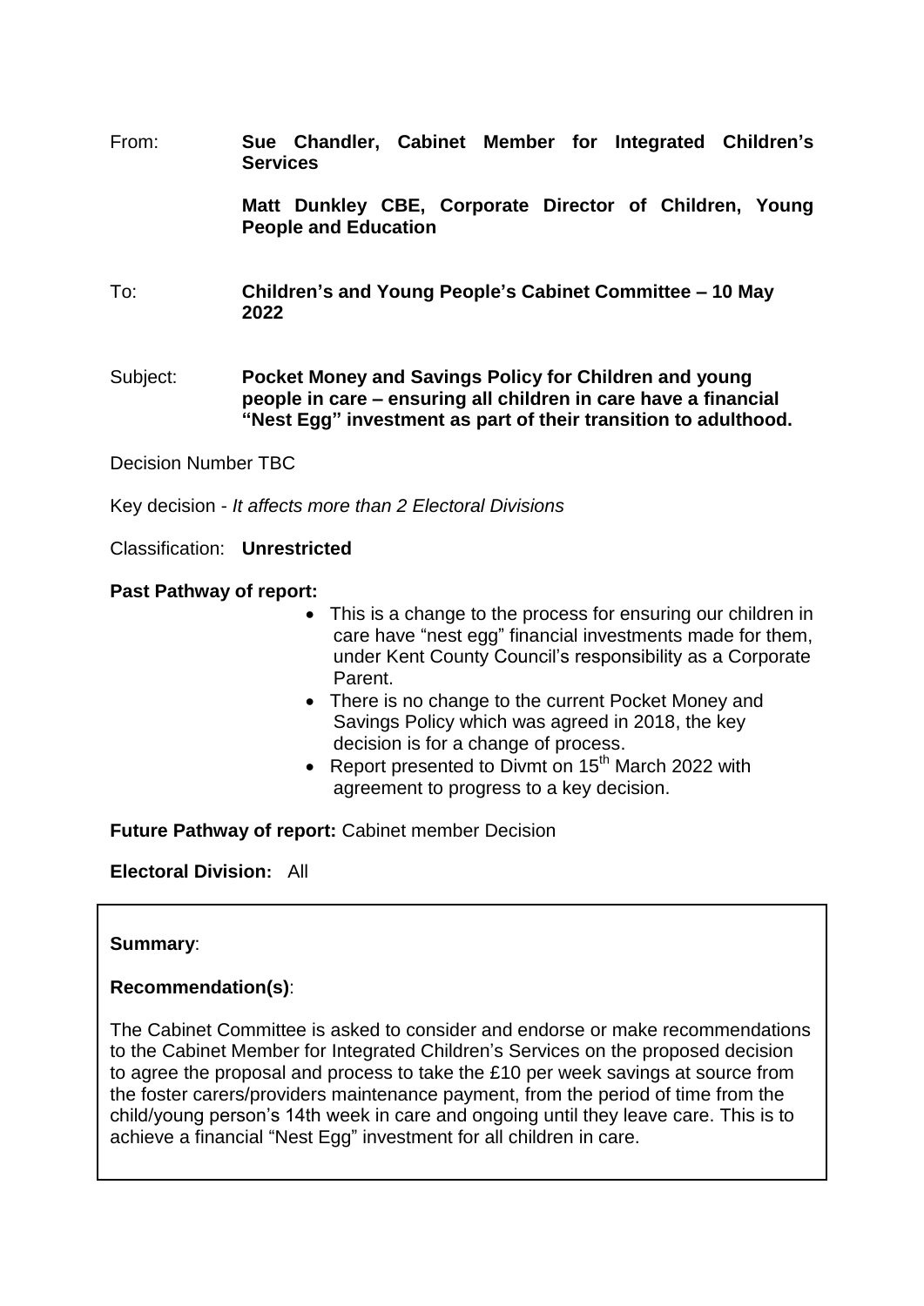From: **Sue Chandler, Cabinet Member for Integrated Children's Services**

**Matt Dunkley CBE, Corporate Director of Children, Young People and Education**

To: **Children's and Young People's Cabinet Committee – 10 May 2022**

Subject: **Pocket Money and Savings Policy for Children and young people in care – ensuring all children in care have a financial "Nest Egg" investment as part of their transition to adulthood.**

Decision Number TBC

Key decision - *It affects more than 2 Electoral Divisions*

Classification: **Unrestricted**

**Past Pathway of report:**

- This is a change to the process for ensuring our children in care have "nest egg" financial investments made for them, under Kent County Council's responsibility as a Corporate Parent.
- There is no change to the current Pocket Money and Savings Policy which was agreed in 2018, the key decision is for a change of process.
- Report presented to Divmt on 15th March 2022 with agreement to progress to a key decision.

**Future Pathway of report:** Cabinet member Decision

**Electoral Division:** All

**Summary**:

**Recommendation(s)**:

The Cabinet Committee is asked to consider and endorse or make recommendations to the Cabinet Member for Integrated Children's Services on the proposed decision to agree the proposal and process to take the £10 per week savings at source from the foster carers/providers maintenance payment, from the period of time from the child/young person's 14th week in care and ongoing until they leave care. This is to achieve a financial "Nest Egg" investment for all children in care.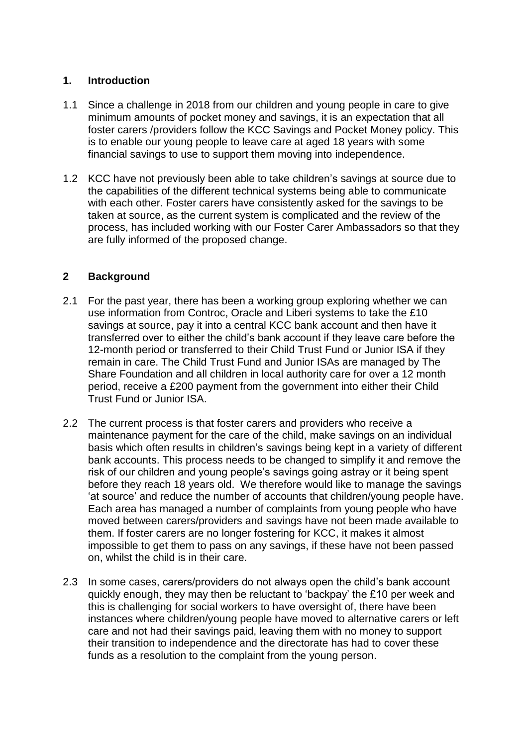## 1. Introduction

1.1 Since a challenge in 2018 from our children and young people in care to give minimum amounts of pocket money and savings, it is an expectation that all foster carers /providers follow the KCC Savings and Pocket Money policy. This is to enable our young people to leave care at aged 18 years with some financial savings to use to support them moving into independence.

1.2 KCC have not previously been able to take children's savings at source due to the capabilities of the different technical systems being able to communicate with each other. Foster carers have consistently asked for the savings to be taken at source, as the current system is complicated and the review of the process, has included working with our Foster Carer Ambassadors so that they are fully informed of the proposed change.

## 2 Background

2.1 For the past year, there has been a working group exploring whether we can use information from Controc, Oracle and Liberi systems to take the £10 savings at source, pay it into a central KCC bank account and then have it transferred over to either the child's bank account if they leave care before the 12-month period or transferred to their Child Trust Fund or Junior ISA if they remain in care. The Child Trust Fund and Junior ISAs are managed by The Share Foundation and all children in local authority care for over a 12 month period, receive a £200 payment from the government into either their Child Trust Fund or Junior ISA.

2.2 The current process is that foster carers and providers who receive a maintenance payment for the care of the child, make savings on an individual basis which often results in children's savings being kept in a variety of different bank accounts. This process needs to be changed to simplify it and remove the risk of our children and young people's savings going astray or it being spent before they reach 18 years old. We therefore would like to manage the savings 'at source' and reduce the number of accounts that children/young people have. Each area has managed a number of complaints from young people who have moved between carers/providers and savings have not been made available to them. If foster carers are no longer fostering for KCC, it makes it almost impossible to get them to pass on any savings, if these have not been passed on, whilst the child is in their care.

2.3 In some cases, carers/providers do not always open the child's bank account quickly enough, they may then be reluctant to 'backpay' the £10 per week and this is challenging for social workers to have oversight of, there have been instances where children/young people have moved to alternative carers or left care and not had their savings paid, leaving them with no money to support their transition to independence and the directorate has had to cover these funds as a resolution to the complaint from the young person.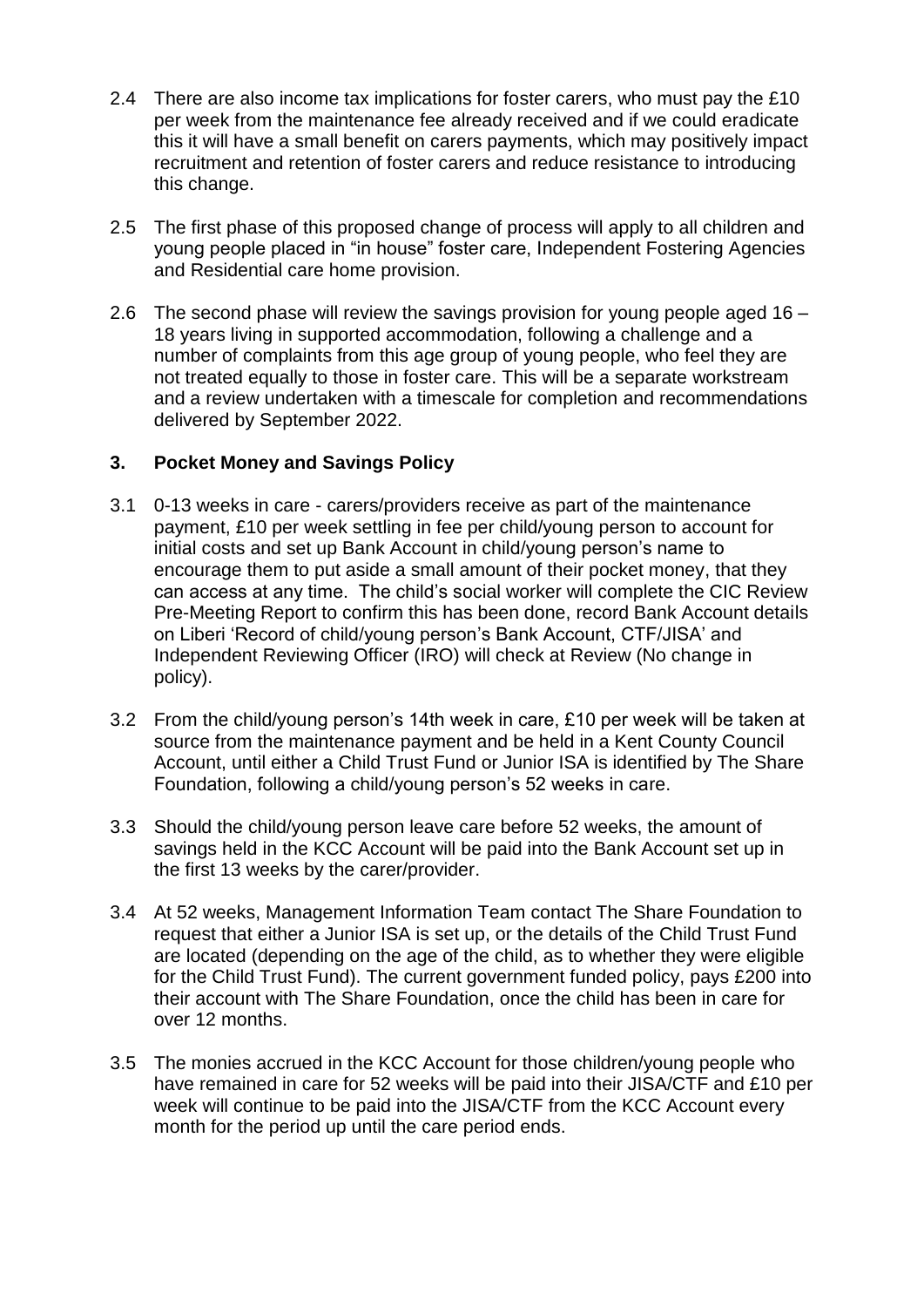2.4 There are also income tax implications for foster carers, who must pay the £10 per week from the maintenance fee already received and if we could eradicate this it will have a small benefit on carers payments, which may positively impact recruitment and retention of foster carers and reduce resistance to introducing this change.

2.5 The first phase of this proposed change of process will apply to all children and young people placed in "in house" foster care, Independent Fostering Agencies and Residential care home provision.

2.6 The second phase will review the savings provision for young people aged 16 – 18 years living in supported accommodation, following a challenge and a number of complaints from this age group of young people, who feel they are not treated equally to those in foster care. This will be a separate workstream and a review undertaken with a timescale for completion and recommendations delivered by September 2022.

## 3. Pocket Money and Savings Policy

3.1 0-13 weeks in care - carers/providers receive as part of the maintenance payment, £10 per week settling in fee per child/young person to account for initial costs and set up Bank Account in child/young person's name to encourage them to put aside a small amount of their pocket money, that they can access at any time. The child's social worker will complete the CIC Review Pre-Meeting Report to confirm this has been done, record Bank Account details on Liberi 'Record of child/young person's Bank Account, CTF/JISA' and Independent Reviewing Officer (IRO) will check at Review (No change in policy).

3.2 From the child/young person's 14th week in care, £10 per week will be taken at source from the maintenance payment and be held in a Kent County Council Account, until either a Child Trust Fund or Junior ISA is identified by The Share Foundation, following a child/young person's 52 weeks in care.

3.3 Should the child/young person leave care before 52 weeks, the amount of savings held in the KCC Account will be paid into the Bank Account set up in the first 13 weeks by the carer/provider.

3.4 At 52 weeks, Management Information Team contact The Share Foundation to request that either a Junior ISA is set up, or the details of the Child Trust Fund are located (depending on the age of the child, as to whether they were eligible for the Child Trust Fund). The current government funded policy, pays £200 into their account with The Share Foundation, once the child has been in care for over 12 months.

3.5 The monies accrued in the KCC Account for those children/young people who have remained in care for 52 weeks will be paid into their JISA/CTF and £10 per week will continue to be paid into the JISA/CTF from the KCC Account every month for the period up until the care period ends.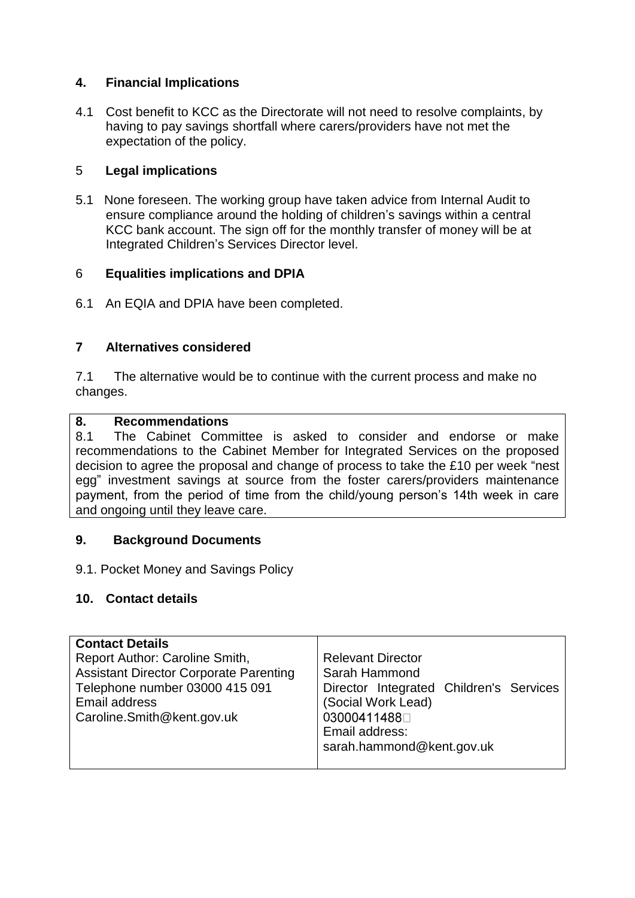## 4. Financial Implications

4.1 Cost benefit to KCC as the Directorate will not need to resolve complaints, by having to pay savings shortfall where carers/providers have not met the expectation of the policy.

## 5 Legal implications

5.1 None foreseen. The working group have taken advice from Internal Audit to ensure compliance around the holding of children's savings within a central KCC bank account. The sign off for the monthly transfer of money will be at Integrated Children's Services Director level.

## 6 Equalities implications and DPIA

6.1 An EQIA and DPIA have been completed.

## 7 Alternatives considered

7.1 The alternative would be to continue with the current process and make no changes.

## 8. Recommendations

8.1 The Cabinet Committee is asked to consider and endorse or make recommendations to the Cabinet Member for Integrated Services on the proposed decision to agree the proposal and change of process to take the £10 per week "nest egg" investment savings at source from the foster carers/providers maintenance payment, from the period of time from the child/young person's 14th week in care and ongoing until they leave care.

## 9. Background Documents

9.1. Pocket Money and Savings Policy

## 10. Contact details

| | |
|---|---|
| **Contact Details**<br>Report Author: Caroline Smith, Assistant Director Corporate Parenting<br>Telephone number 03000 415 091<br>Email address<br>Caroline.Smith@kent.gov.uk | Relevant Director<br>Sarah Hammond<br>Director Integrated Children's Services (Social Work Lead)<br>03000411488<br>Email address:<br>sarah.hammond@kent.gov.uk |